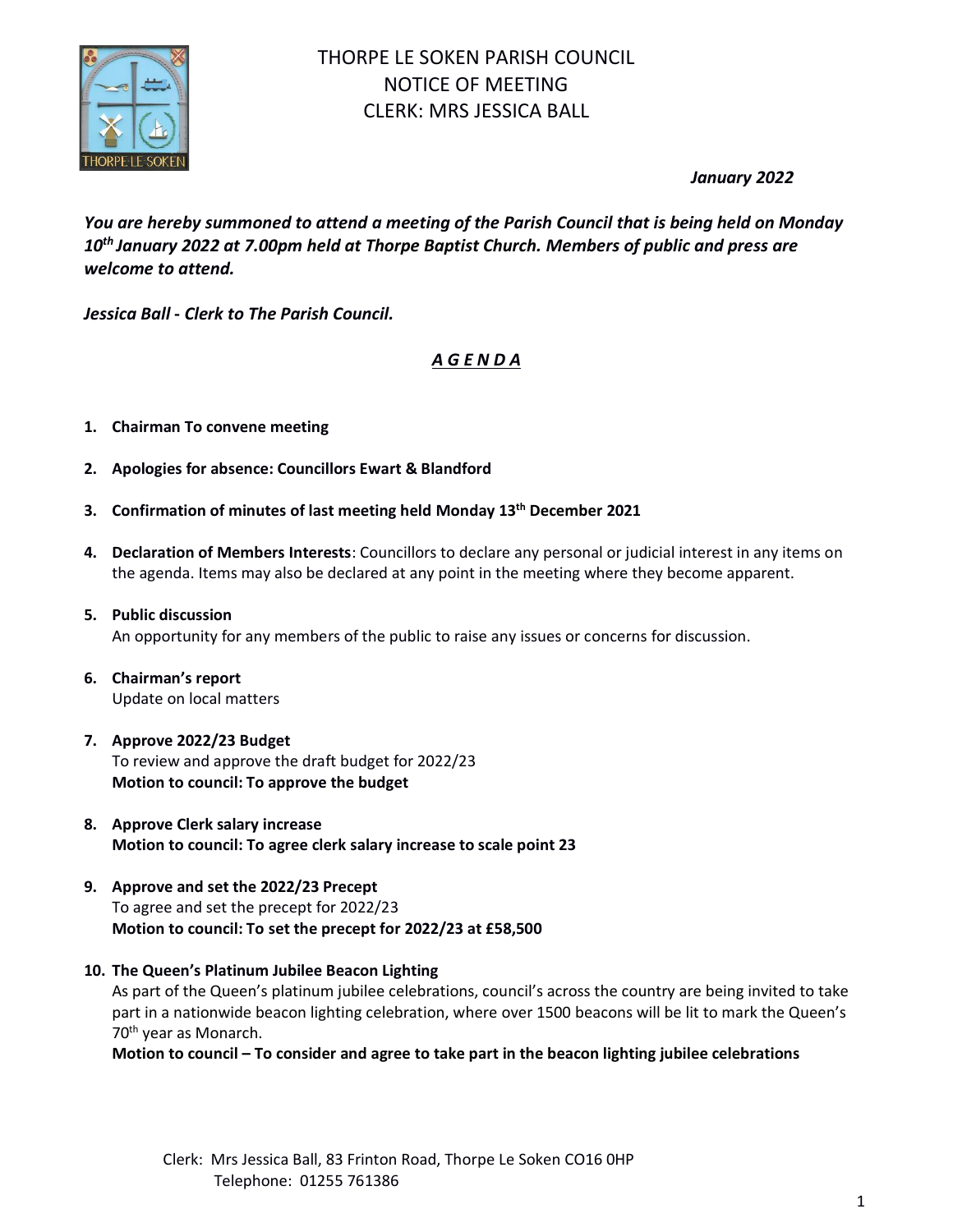# THORPE LE SOKEN PARISH COUNCIL

## NOTICE OF MEETING

## CLERK: MRS JESSICA BALL

*January 2022*

***You are hereby summoned to attend a meeting of the Parish Council that is being held on Monday 10th January 2022 at 7.00pm held at Thorpe Baptist Church. Members of public and press are welcome to attend.***

***Jessica Ball - Clerk to The Parish Council.***

## ***A G E N D A***

1. **Chairman To convene meeting**

2. **Apologies for absence: Councillors Ewart & Blandford**

3. **Confirmation of minutes of last meeting held Monday 13th December 2021**

4. **Declaration of Members Interests**: Councillors to declare any personal or judicial interest in any items on the agenda. Items may also be declared at any point in the meeting where they become apparent.

5. **Public discussion**
   An opportunity for any members of the public to raise any issues or concerns for discussion.

6. **Chairman's report**
   Update on local matters

7. **Approve 2022/23 Budget**
   To review and approve the draft budget for 2022/23
   **Motion to council: To approve the budget**

8. **Approve Clerk salary increase**
   **Motion to council: To agree clerk salary increase to scale point 23**

9. **Approve and set the 2022/23 Precept**
   To agree and set the precept for 2022/23
   **Motion to council: To set the precept for 2022/23 at £58,500**

10. **The Queen's Platinum Jubilee Beacon Lighting**
    As part of the Queen's platinum jubilee celebrations, council's across the country are being invited to take part in a nationwide beacon lighting celebration, where over 1500 beacons will be lit to mark the Queen's 70th year as Monarch.
    **Motion to council – To consider and agree to take part in the beacon lighting jubilee celebrations**

Clerk: Mrs Jessica Ball, 83 Frinton Road, Thorpe Le Soken CO16 0HP
Telephone: 01255 761386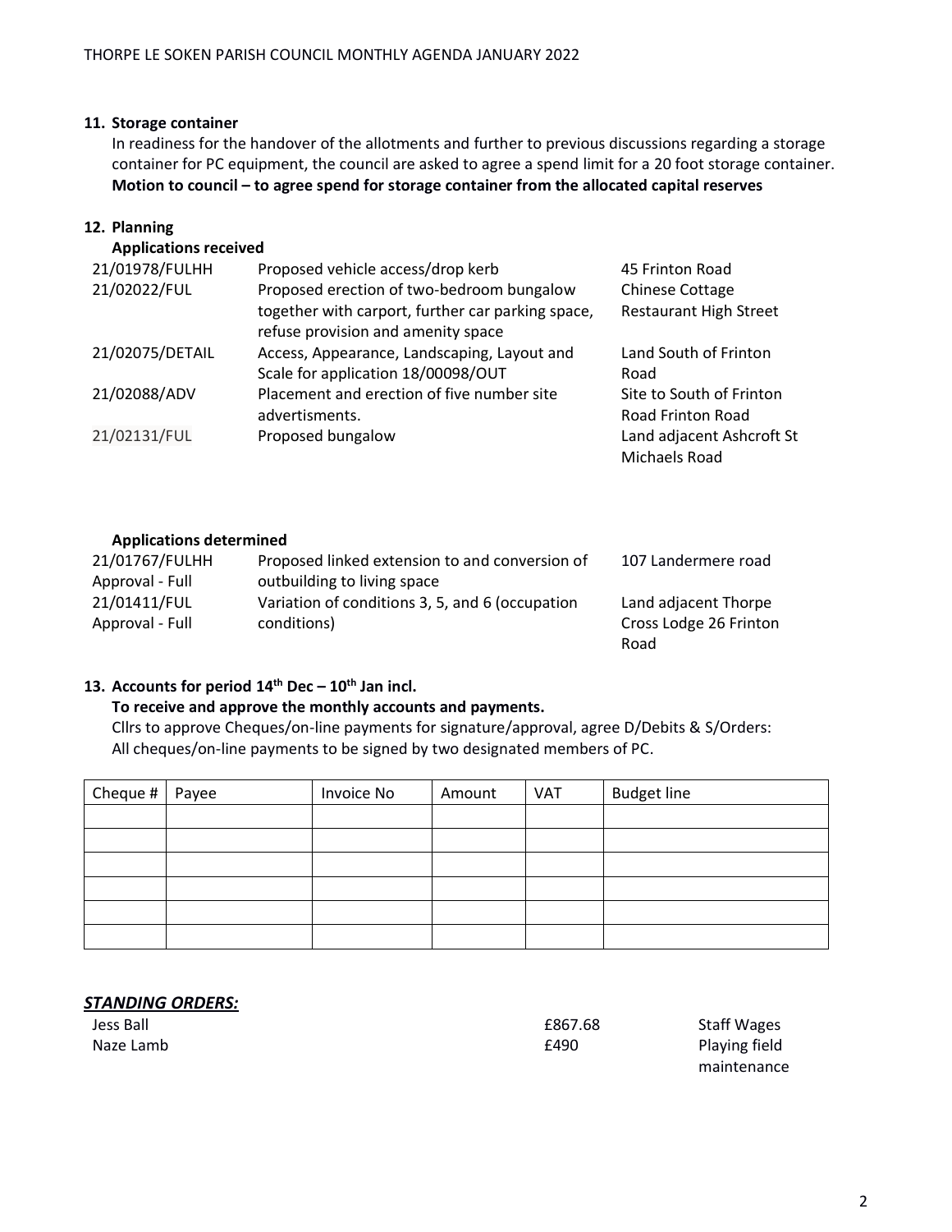## 11. Storage container

In readiness for the handover of the allotments and further to previous discussions regarding a storage container for PC equipment, the council are asked to agree a spend limit for a 20 foot storage container.

**Motion to council – to agree spend for storage container from the allocated capital reserves**

## 12. Planning

**Applications received**

| | | |
|---|---|---|
| 21/01978/FULHH | Proposed vehicle access/drop kerb | 45 Frinton Road |
| 21/02022/FUL | Proposed erection of two-bedroom bungalow together with carport, further car parking space, refuse provision and amenity space | Chinese Cottage Restaurant High Street |
| 21/02075/DETAIL | Access, Appearance, Landscaping, Layout and Scale for application 18/00098/OUT | Land South of Frinton Road |
| 21/02088/ADV | Placement and erection of five number site advertisments. | Site to South of Frinton Road Frinton Road |
| 21/02131/FUL | Proposed bungalow | Land adjacent Ashcroft St Michaels Road |

**Applications determined**

| | | |
|---|---|---|
| 21/01767/FULHH Approval - Full | Proposed linked extension to and conversion of outbuilding to living space | 107 Landermere road |
| 21/01411/FUL Approval - Full | Variation of conditions 3, 5, and 6 (occupation conditions) | Land adjacent Thorpe Cross Lodge 26 Frinton Road |

## 13. Accounts for period 14th Dec – 10th Jan incl.

**To receive and approve the monthly accounts and payments.**

Cllrs to approve Cheques/on-line payments for signature/approval, agree D/Debits & S/Orders: All cheques/on-line payments to be signed by two designated members of PC.

| Cheque # | Payee | Invoice No | Amount | VAT | Budget line |
|---|---|---|---|---|---|
| | | | | | |
| | | | | | |
| | | | | | |
| | | | | | |
| | | | | | |
| | | | | | |

***STANDING ORDERS:***

| | | |
|---|---|---|
| Jess Ball | £867.68 | Staff Wages |
| Naze Lamb | £490 | Playing field maintenance |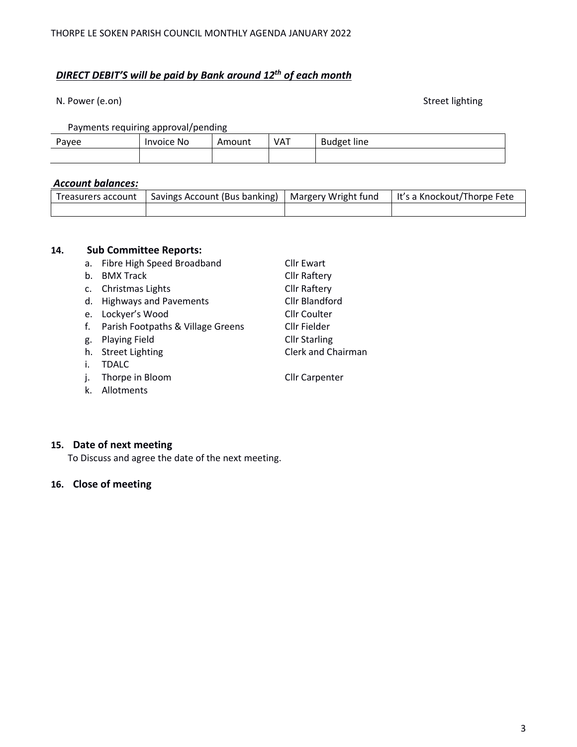***DIRECT DEBIT'S will be paid by Bank around 12th of each month***

N. Power (e.on) Street lighting

Payments requiring approval/pending

| Payee | Invoice No | Amount | VAT | Budget line |
|---|---|---|---|---|
| | | | | |

***Account balances:***

| Treasurers account | Savings Account (Bus banking) | Margery Wright fund | It's a Knockout/Thorpe Fete |
|---|---|---|---|
| | | | |

## 14. Sub Committee Reports:

a. Fibre High Speed Broadband — Cllr Ewart
b. BMX Track — Cllr Raftery
c. Christmas Lights — Cllr Raftery
d. Highways and Pavements — Cllr Blandford
e. Lockyer's Wood — Cllr Coulter
f. Parish Footpaths & Village Greens — Cllr Fielder
g. Playing Field — Cllr Starling
h. Street Lighting — Clerk and Chairman
i. TDALC
j. Thorpe in Bloom — Cllr Carpenter
k. Allotments

## 15. Date of next meeting

To Discuss and agree the date of the next meeting.

## 16. Close of meeting